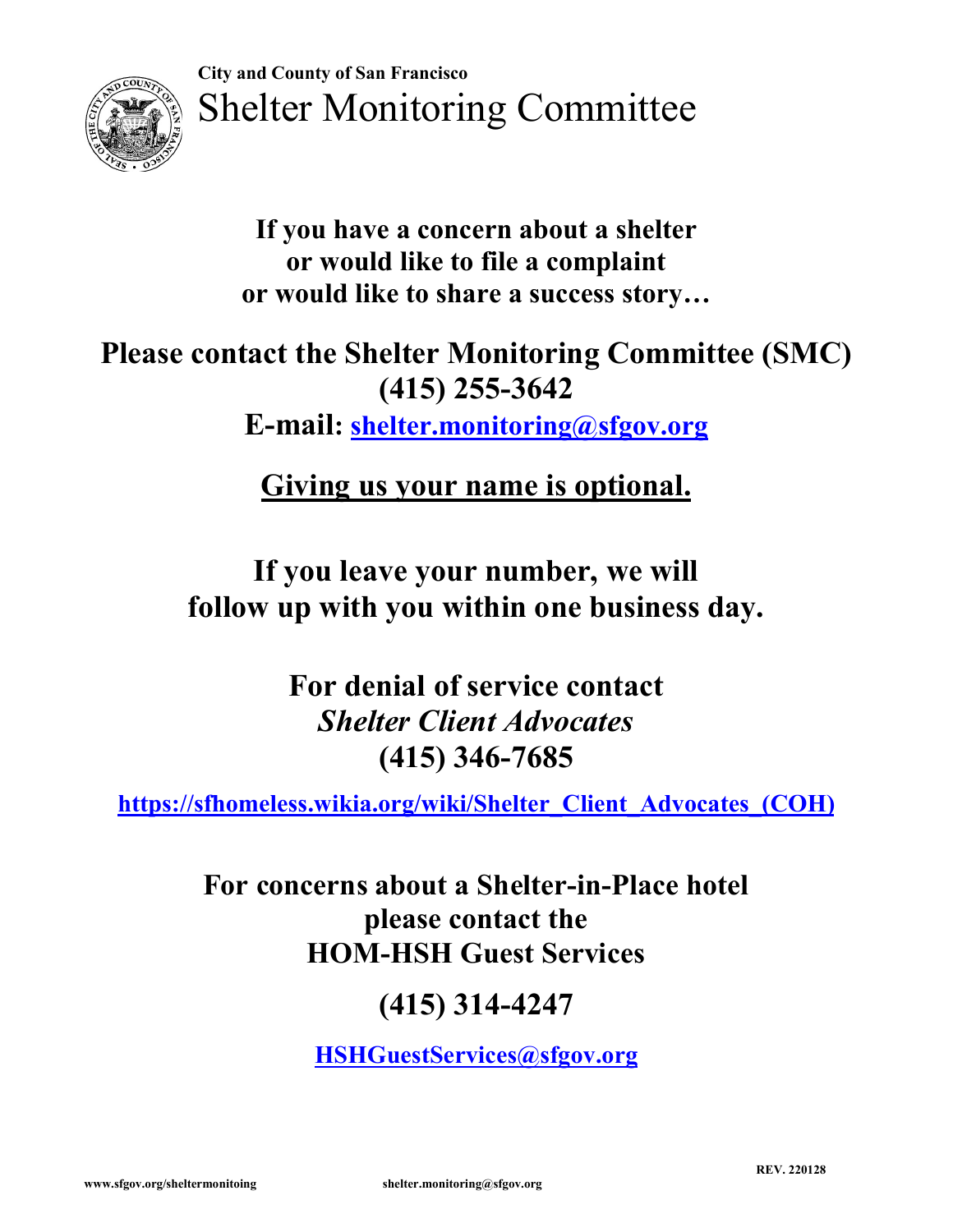City and County of San Francisco

# Shelter Monitoring Committee

**If you have a concern about a shelter or would like to file a complaint or would like to share a success story…**

**Please contact the Shelter Monitoring Committee (SMC)**
**(415) 255-3642**
**E-mail: shelter.monitoring@sfgov.org**

**Giving us your name is optional.**

**If you leave your number, we will follow up with you within one business day.**

**For denial of service contact**
***Shelter Client Advocates***
**(415) 346-7685**

**https://sfhomeless.wikia.org/wiki/Shelter_Client_Advocates_(COH)**

**For concerns about a Shelter-in-Place hotel please contact the HOM-HSH Guest Services**

**(415) 314-4247**

**HSHGuestServices@sfgov.org**

REV. 220128

www.sfgov.org/sheltermonitoing shelter.monitoring@sfgov.org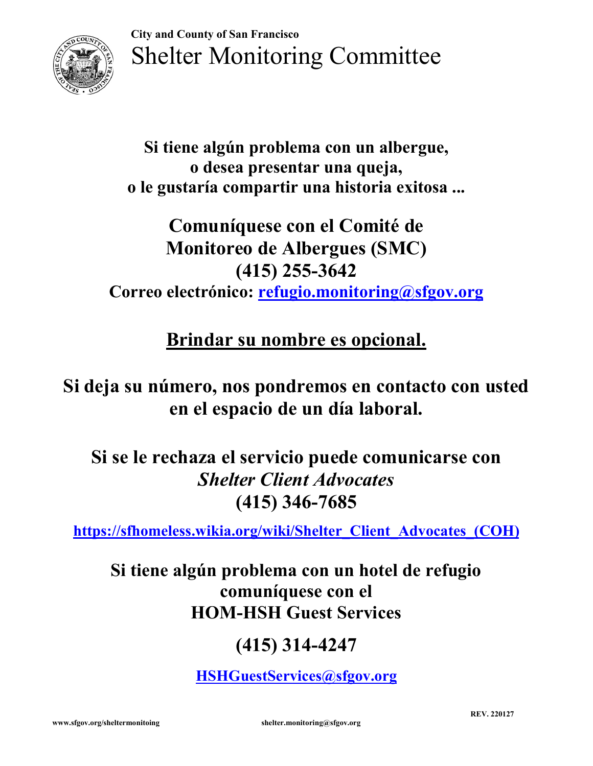**City and County of San Francisco**

# Shelter Monitoring Committee

**Si tiene algún problema con un albergue,**
**o desea presentar una queja,**
**o le gustaría compartir una historia exitosa ...**

## Comuníquese con el Comité de Monitoreo de Albergues (SMC)

## (415) 255-3642

**Correo electrónico: refugio.monitoring@sfgov.org**

**Brindar su nombre es opcional.**

**Si deja su número, nos pondremos en contacto con usted en el espacio de un día laboral.**

**Si se le rechaza el servicio puede comunicarse con *Shelter Client Advocates***

**(415) 346-7685**

**https://sfhomeless.wikia.org/wiki/Shelter_Client_Advocates_(COH)**

**Si tiene algún problema con un hotel de refugio comuníquese con el HOM-HSH Guest Services**

**(415) 314-4247**

**HSHGuestServices@sfgov.org**

www.sfgov.org/sheltermonitoing shelter.monitoring@sfgov.org REV. 220127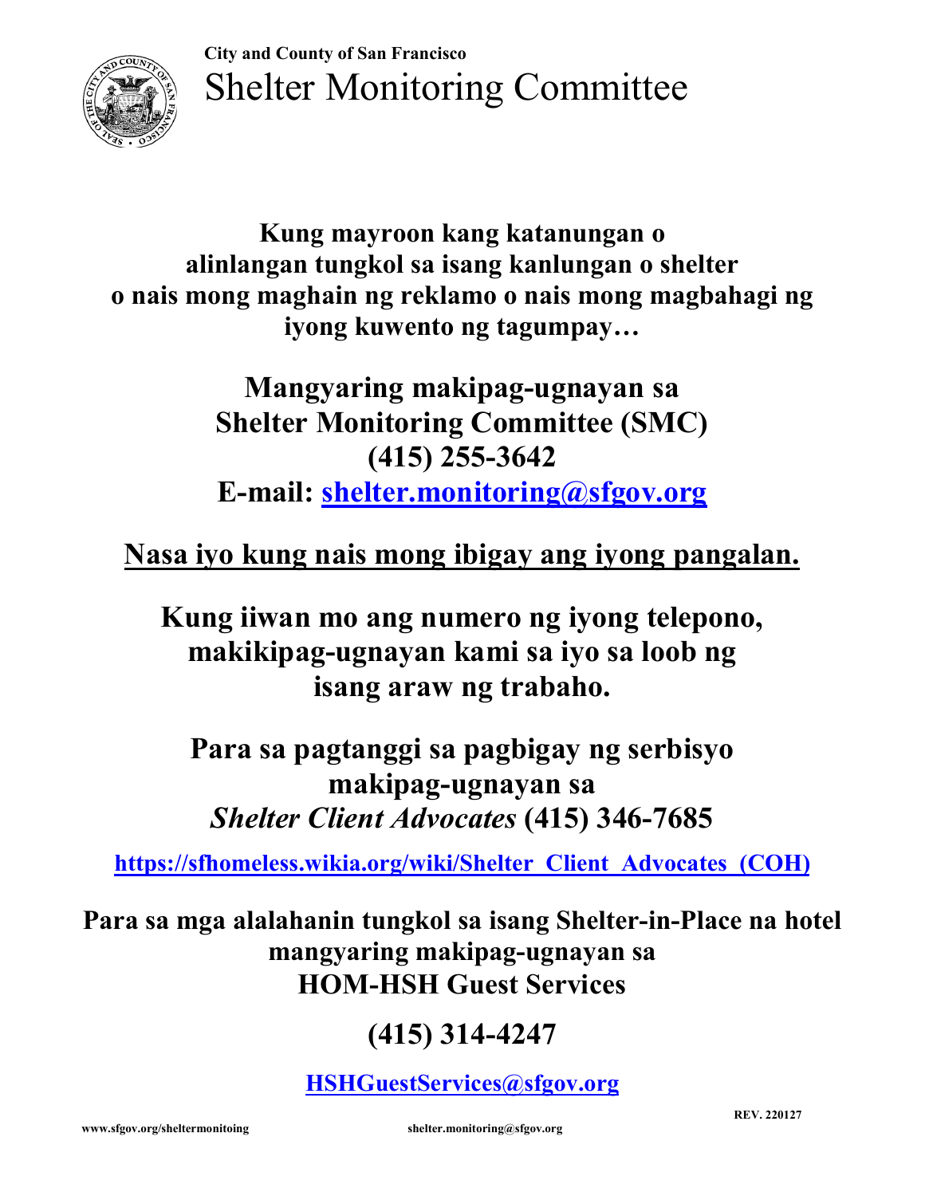**City and County of San Francisco**

# Shelter Monitoring Committee

**Kung mayroon kang katanungan o alinlangan tungkol sa isang kanlungan o shelter o nais mong maghain ng reklamo o nais mong magbahagi ng iyong kuwento ng tagumpay…**

**Mangyaring makipag-ugnayan sa Shelter Monitoring Committee (SMC) (415) 255-3642**

**E-mail: shelter.monitoring@sfgov.org**

**Nasa iyo kung nais mong ibigay ang iyong pangalan.**

**Kung iiwan mo ang numero ng iyong telepono, makikipag-ugnayan kami sa iyo sa loob ng isang araw ng trabaho.**

**Para sa pagtanggi sa pagbigay ng serbisyo makipag-ugnayan sa *Shelter Client Advocates* (415) 346-7685**

**https://sfhomeless.wikia.org/wiki/Shelter_Client_Advocates_(COH)**

**Para sa mga alalahanin tungkol sa isang Shelter-in-Place na hotel mangyaring makipag-ugnayan sa HOM-HSH Guest Services**

**(415) 314-4247**

**HSHGuestServices@sfgov.org**

REV. 220127

www.sfgov.org/sheltermonitoing shelter.monitoring@sfgov.org